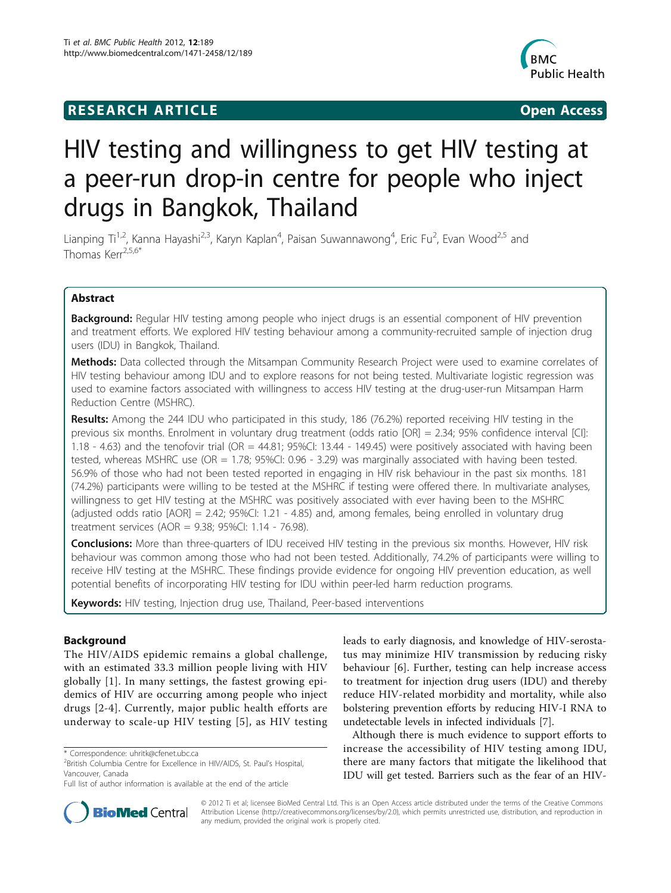**RESEARCH ARTICLE** **Open Access**

# HIV testing and willingness to get HIV testing at a peer-run drop-in centre for people who inject drugs in Bangkok, Thailand

Lianping Ti[1,2], Kanna Hayashi[2,3], Karyn Kaplan[4], Paisan Suwannawong[4], Eric Fu[2], Evan Wood[2,5] and Thomas Kerr[2,5,6*]

## Abstract

**Background:** Regular HIV testing among people who inject drugs is an essential component of HIV prevention and treatment efforts. We explored HIV testing behaviour among a community-recruited sample of injection drug users (IDU) in Bangkok, Thailand.

**Methods:** Data collected through the Mitsampan Community Research Project were used to examine correlates of HIV testing behaviour among IDU and to explore reasons for not being tested. Multivariate logistic regression was used to examine factors associated with willingness to access HIV testing at the drug-user-run Mitsampan Harm Reduction Centre (MSHRC).

**Results:** Among the 244 IDU who participated in this study, 186 (76.2%) reported receiving HIV testing in the previous six months. Enrolment in voluntary drug treatment (odds ratio [OR] = 2.34; 95% confidence interval [CI]: 1.18 - 4.63) and the tenofovir trial (OR = 44.81; 95%CI: 13.44 - 149.45) were positively associated with having been tested, whereas MSHRC use (OR = 1.78; 95%CI: 0.96 - 3.29) was marginally associated with having been tested. 56.9% of those who had not been tested reported in engaging in HIV risk behaviour in the past six months. 181 (74.2%) participants were willing to be tested at the MSHRC if testing were offered there. In multivariate analyses, willingness to get HIV testing at the MSHRC was positively associated with ever having been to the MSHRC (adjusted odds ratio [AOR] = 2.42; 95%CI: 1.21 - 4.85) and, among females, being enrolled in voluntary drug treatment services (AOR = 9.38; 95%CI: 1.14 - 76.98).

**Conclusions:** More than three-quarters of IDU received HIV testing in the previous six months. However, HIV risk behaviour was common among those who had not been tested. Additionally, 74.2% of participants were willing to receive HIV testing at the MSHRC. These findings provide evidence for ongoing HIV prevention education, as well potential benefits of incorporating HIV testing for IDU within peer-led harm reduction programs.

**Keywords:** HIV testing, Injection drug use, Thailand, Peer-based interventions

## Background

The HIV/AIDS epidemic remains a global challenge, with an estimated 33.3 million people living with HIV globally [1]. In many settings, the fastest growing epidemics of HIV are occurring among people who inject drugs [2-4]. Currently, major public health efforts are underway to scale-up HIV testing [5], as HIV testing leads to early diagnosis, and knowledge of HIV-serostatus may minimize HIV transmission by reducing risky behaviour [6]. Further, testing can help increase access to treatment for injection drug users (IDU) and thereby reduce HIV-related morbidity and mortality, while also bolstering prevention efforts by reducing HIV-I RNA to undetectable levels in infected individuals [7].

Although there is much evidence to support efforts to increase the accessibility of HIV testing among IDU, there are many factors that mitigate the likelihood that IDU will get tested. Barriers such as the fear of an HIV-

\* Correspondence: uhritk@cfenet.ubc.ca
[2]British Columbia Centre for Excellence in HIV/AIDS, St. Paul's Hospital, Vancouver, Canada
Full list of author information is available at the end of the article

© 2012 Ti et al; licensee BioMed Central Ltd. This is an Open Access article distributed under the terms of the Creative Commons Attribution License (http://creativecommons.org/licenses/by/2.0), which permits unrestricted use, distribution, and reproduction in any medium, provided the original work is properly cited.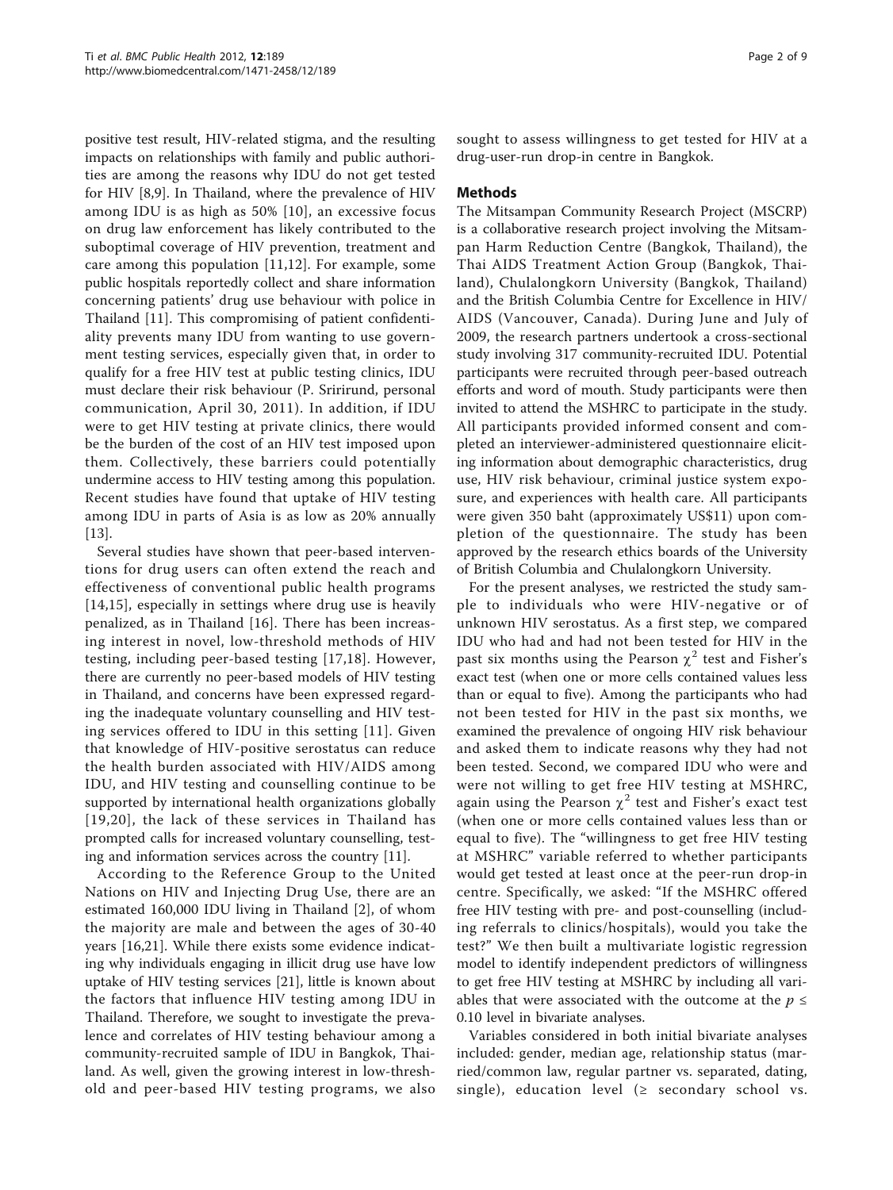positive test result, HIV-related stigma, and the resulting impacts on relationships with family and public authorities are among the reasons why IDU do not get tested for HIV [8,9]. In Thailand, where the prevalence of HIV among IDU is as high as 50% [10], an excessive focus on drug law enforcement has likely contributed to the suboptimal coverage of HIV prevention, treatment and care among this population [11,12]. For example, some public hospitals reportedly collect and share information concerning patients' drug use behaviour with police in Thailand [11]. This compromising of patient confidentiality prevents many IDU from wanting to use government testing services, especially given that, in order to qualify for a free HIV test at public testing clinics, IDU must declare their risk behaviour (P. Sririrund, personal communication, April 30, 2011). In addition, if IDU were to get HIV testing at private clinics, there would be the burden of the cost of an HIV test imposed upon them. Collectively, these barriers could potentially undermine access to HIV testing among this population. Recent studies have found that uptake of HIV testing among IDU in parts of Asia is as low as 20% annually [13].

Several studies have shown that peer-based interventions for drug users can often extend the reach and effectiveness of conventional public health programs [14,15], especially in settings where drug use is heavily penalized, as in Thailand [16]. There has been increasing interest in novel, low-threshold methods of HIV testing, including peer-based testing [17,18]. However, there are currently no peer-based models of HIV testing in Thailand, and concerns have been expressed regarding the inadequate voluntary counselling and HIV testing services offered to IDU in this setting [11]. Given that knowledge of HIV-positive serostatus can reduce the health burden associated with HIV/AIDS among IDU, and HIV testing and counselling continue to be supported by international health organizations globally [19,20], the lack of these services in Thailand has prompted calls for increased voluntary counselling, testing and information services across the country [11].

According to the Reference Group to the United Nations on HIV and Injecting Drug Use, there are an estimated 160,000 IDU living in Thailand [2], of whom the majority are male and between the ages of 30-40 years [16,21]. While there exists some evidence indicating why individuals engaging in illicit drug use have low uptake of HIV testing services [21], little is known about the factors that influence HIV testing among IDU in Thailand. Therefore, we sought to investigate the prevalence and correlates of HIV testing behaviour among a community-recruited sample of IDU in Bangkok, Thailand. As well, given the growing interest in low-threshold and peer-based HIV testing programs, we also sought to assess willingness to get tested for HIV at a drug-user-run drop-in centre in Bangkok.

## Methods

The Mitsampan Community Research Project (MSCRP) is a collaborative research project involving the Mitsampan Harm Reduction Centre (Bangkok, Thailand), the Thai AIDS Treatment Action Group (Bangkok, Thailand), Chulalongkorn University (Bangkok, Thailand) and the British Columbia Centre for Excellence in HIV/AIDS (Vancouver, Canada). During June and July of 2009, the research partners undertook a cross-sectional study involving 317 community-recruited IDU. Potential participants were recruited through peer-based outreach efforts and word of mouth. Study participants were then invited to attend the MSHRC to participate in the study. All participants provided informed consent and completed an interviewer-administered questionnaire eliciting information about demographic characteristics, drug use, HIV risk behaviour, criminal justice system exposure, and experiences with health care. All participants were given 350 baht (approximately US$11) upon completion of the questionnaire. The study has been approved by the research ethics boards of the University of British Columbia and Chulalongkorn University.

For the present analyses, we restricted the study sample to individuals who were HIV-negative or of unknown HIV serostatus. As a first step, we compared IDU who had and had not been tested for HIV in the past six months using the Pearson $\chi^2$ test and Fisher's exact test (when one or more cells contained values less than or equal to five). Among the participants who had not been tested for HIV in the past six months, we examined the prevalence of ongoing HIV risk behaviour and asked them to indicate reasons why they had not been tested. Second, we compared IDU who were and were not willing to get free HIV testing at MSHRC, again using the Pearson $\chi^2$ test and Fisher's exact test (when one or more cells contained values less than or equal to five). The "willingness to get free HIV testing at MSHRC" variable referred to whether participants would get tested at least once at the peer-run drop-in centre. Specifically, we asked: "If the MSHRC offered free HIV testing with pre- and post-counselling (including referrals to clinics/hospitals), would you take the test?" We then built a multivariate logistic regression model to identify independent predictors of willingness to get free HIV testing at MSHRC by including all variables that were associated with the outcome at the $p \leq 0.10$ level in bivariate analyses.

Variables considered in both initial bivariate analyses included: gender, median age, relationship status (married/common law, regular partner vs. separated, dating, single), education level ($\geq$ secondary school vs.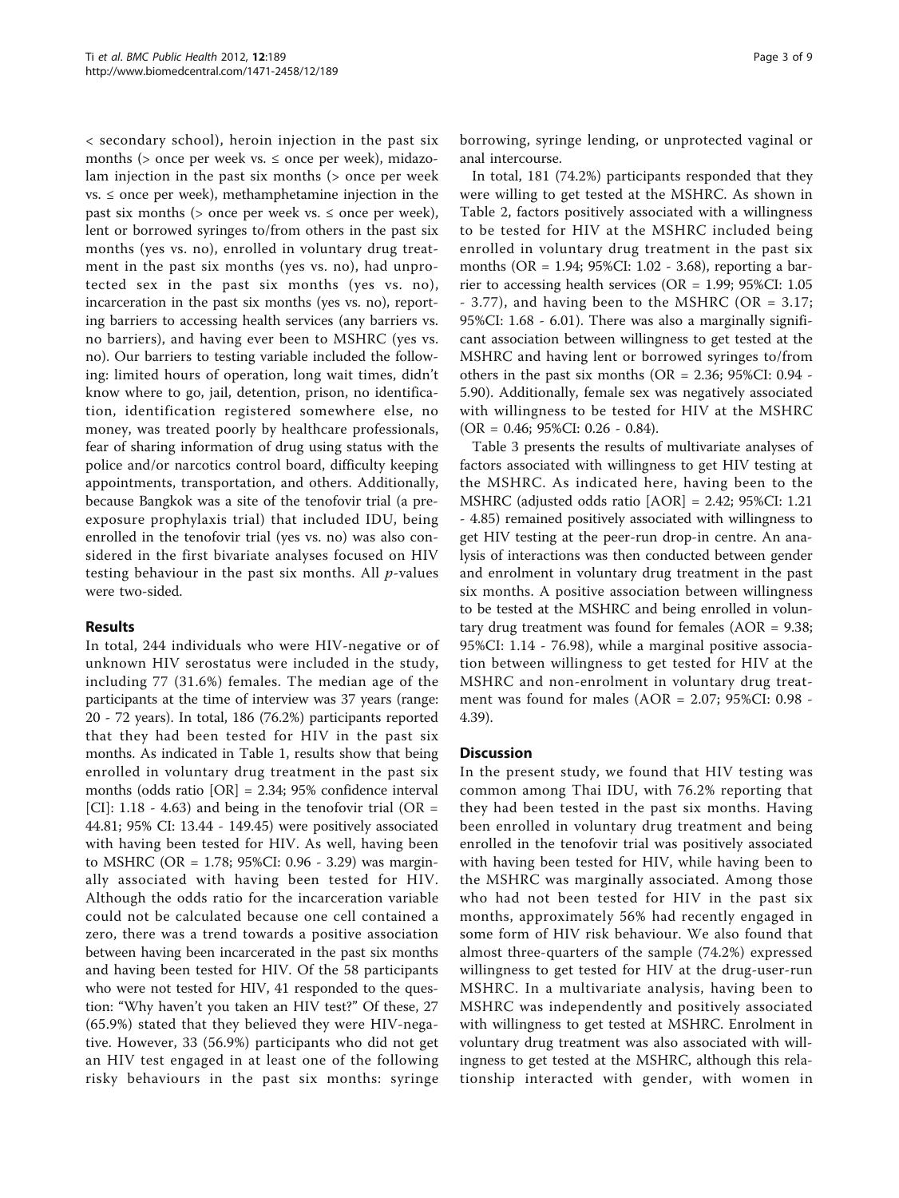< secondary school), heroin injection in the past six months (> once per week vs. ≤ once per week), midazolam injection in the past six months (> once per week vs. ≤ once per week), methamphetamine injection in the past six months (> once per week vs. ≤ once per week), lent or borrowed syringes to/from others in the past six months (yes vs. no), enrolled in voluntary drug treatment in the past six months (yes vs. no), had unprotected sex in the past six months (yes vs. no), incarceration in the past six months (yes vs. no), reporting barriers to accessing health services (any barriers vs. no barriers), and having ever been to MSHRC (yes vs. no). Our barriers to testing variable included the following: limited hours of operation, long wait times, didn't know where to go, jail, detention, prison, no identification, identification registered somewhere else, no money, was treated poorly by healthcare professionals, fear of sharing information of drug using status with the police and/or narcotics control board, difficulty keeping appointments, transportation, and others. Additionally, because Bangkok was a site of the tenofovir trial (a pre-exposure prophylaxis trial) that included IDU, being enrolled in the tenofovir trial (yes vs. no) was also considered in the first bivariate analyses focused on HIV testing behaviour in the past six months. All *p*-values were two-sided.

## Results

In total, 244 individuals who were HIV-negative or of unknown HIV serostatus were included in the study, including 77 (31.6%) females. The median age of the participants at the time of interview was 37 years (range: 20 - 72 years). In total, 186 (76.2%) participants reported that they had been tested for HIV in the past six months. As indicated in Table 1, results show that being enrolled in voluntary drug treatment in the past six months (odds ratio [OR] = 2.34; 95% confidence interval [CI]: 1.18 - 4.63) and being in the tenofovir trial (OR = 44.81; 95% CI: 13.44 - 149.45) were positively associated with having been tested for HIV. As well, having been to MSHRC (OR = 1.78; 95%CI: 0.96 - 3.29) was marginally associated with having been tested for HIV. Although the odds ratio for the incarceration variable could not be calculated because one cell contained a zero, there was a trend towards a positive association between having been incarcerated in the past six months and having been tested for HIV. Of the 58 participants who were not tested for HIV, 41 responded to the question: "Why haven't you taken an HIV test?" Of these, 27 (65.9%) stated that they believed they were HIV-negative. However, 33 (56.9%) participants who did not get an HIV test engaged in at least one of the following risky behaviours in the past six months: syringe borrowing, syringe lending, or unprotected vaginal or anal intercourse.

In total, 181 (74.2%) participants responded that they were willing to get tested at the MSHRC. As shown in Table 2, factors positively associated with a willingness to be tested for HIV at the MSHRC included being enrolled in voluntary drug treatment in the past six months (OR = 1.94; 95%CI: 1.02 - 3.68), reporting a barrier to accessing health services (OR = 1.99; 95%CI: 1.05 - 3.77), and having been to the MSHRC (OR = 3.17; 95%CI: 1.68 - 6.01). There was also a marginally significant association between willingness to get tested at the MSHRC and having lent or borrowed syringes to/from others in the past six months (OR = 2.36; 95%CI: 0.94 - 5.90). Additionally, female sex was negatively associated with willingness to be tested for HIV at the MSHRC (OR = 0.46; 95%CI: 0.26 - 0.84).

Table 3 presents the results of multivariate analyses of factors associated with willingness to get HIV testing at the MSHRC. As indicated here, having been to the MSHRC (adjusted odds ratio [AOR] = 2.42; 95%CI: 1.21 - 4.85) remained positively associated with willingness to get HIV testing at the peer-run drop-in centre. An analysis of interactions was then conducted between gender and enrolment in voluntary drug treatment in the past six months. A positive association between willingness to be tested at the MSHRC and being enrolled in voluntary drug treatment was found for females (AOR = 9.38; 95%CI: 1.14 - 76.98), while a marginal positive association between willingness to get tested for HIV at the MSHRC and non-enrolment in voluntary drug treatment was found for males (AOR = 2.07; 95%CI: 0.98 - 4.39).

## Discussion

In the present study, we found that HIV testing was common among Thai IDU, with 76.2% reporting that they had been tested in the past six months. Having been enrolled in voluntary drug treatment and being enrolled in the tenofovir trial was positively associated with having been tested for HIV, while having been to the MSHRC was marginally associated. Among those who had not been tested for HIV in the past six months, approximately 56% had recently engaged in some form of HIV risk behaviour. We also found that almost three-quarters of the sample (74.2%) expressed willingness to get tested for HIV at the drug-user-run MSHRC. In a multivariate analysis, having been to MSHRC was independently and positively associated with willingness to get tested at MSHRC. Enrolment in voluntary drug treatment was also associated with willingness to get tested at the MSHRC, although this relationship interacted with gender, with women in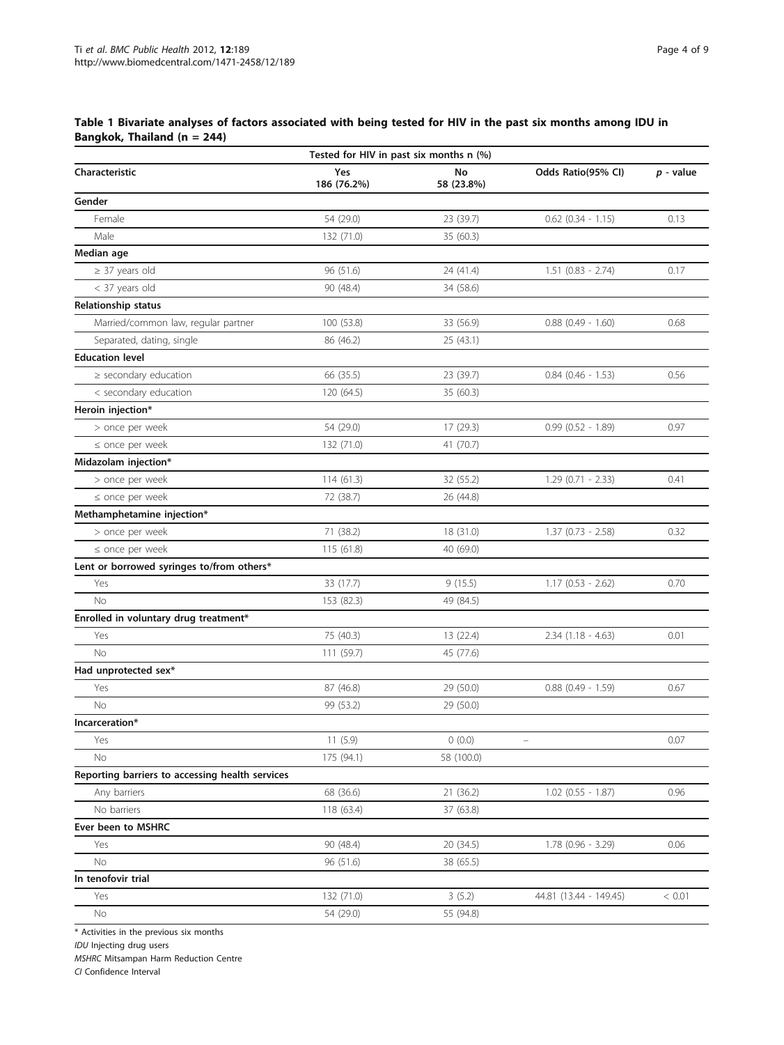**Table 1 Bivariate analyses of factors associated with being tested for HIV in the past six months among IDU in Bangkok, Thailand (n = 244)**

| | Tested for HIV in past six months n (%) | | | |
|---|---|---|---|---|
| Characteristic | Yes 186 (76.2%) | No 58 (23.8%) | Odds Ratio(95% CI) | *p* - value |
| **Gender** | | | | |
| Female | 54 (29.0) | 23 (39.7) | 0.62 (0.34 - 1.15) | 0.13 |
| Male | 132 (71.0) | 35 (60.3) | | |
| **Median age** | | | | |
| ≥ 37 years old | 96 (51.6) | 24 (41.4) | 1.51 (0.83 - 2.74) | 0.17 |
| < 37 years old | 90 (48.4) | 34 (58.6) | | |
| **Relationship status** | | | | |
| Married/common law, regular partner | 100 (53.8) | 33 (56.9) | 0.88 (0.49 - 1.60) | 0.68 |
| Separated, dating, single | 86 (46.2) | 25 (43.1) | | |
| **Education level** | | | | |
| ≥ secondary education | 66 (35.5) | 23 (39.7) | 0.84 (0.46 - 1.53) | 0.56 |
| < secondary education | 120 (64.5) | 35 (60.3) | | |
| **Heroin injection*** | | | | |
| > once per week | 54 (29.0) | 17 (29.3) | 0.99 (0.52 - 1.89) | 0.97 |
| ≤ once per week | 132 (71.0) | 41 (70.7) | | |
| **Midazolam injection*** | | | | |
| > once per week | 114 (61.3) | 32 (55.2) | 1.29 (0.71 - 2.33) | 0.41 |
| ≤ once per week | 72 (38.7) | 26 (44.8) | | |
| **Methamphetamine injection*** | | | | |
| > once per week | 71 (38.2) | 18 (31.0) | 1.37 (0.73 - 2.58) | 0.32 |
| ≤ once per week | 115 (61.8) | 40 (69.0) | | |
| **Lent or borrowed syringes to/from others*** | | | | |
| Yes | 33 (17.7) | 9 (15.5) | 1.17 (0.53 - 2.62) | 0.70 |
| No | 153 (82.3) | 49 (84.5) | | |
| **Enrolled in voluntary drug treatment*** | | | | |
| Yes | 75 (40.3) | 13 (22.4) | 2.34 (1.18 - 4.63) | 0.01 |
| No | 111 (59.7) | 45 (77.6) | | |
| **Had unprotected sex*** | | | | |
| Yes | 87 (46.8) | 29 (50.0) | 0.88 (0.49 - 1.59) | 0.67 |
| No | 99 (53.2) | 29 (50.0) | | |
| **Incarceration*** | | | | |
| Yes | 11 (5.9) | 0 (0.0) | – | 0.07 |
| No | 175 (94.1) | 58 (100.0) | | |
| **Reporting barriers to accessing health services** | | | | |
| Any barriers | 68 (36.6) | 21 (36.2) | 1.02 (0.55 - 1.87) | 0.96 |
| No barriers | 118 (63.4) | 37 (63.8) | | |
| **Ever been to MSHRC** | | | | |
| Yes | 90 (48.4) | 20 (34.5) | 1.78 (0.96 - 3.29) | 0.06 |
| No | 96 (51.6) | 38 (65.5) | | |
| **In tenofovir trial** | | | | |
| Yes | 132 (71.0) | 3 (5.2) | 44.81 (13.44 - 149.45) | < 0.01 |
| No | 54 (29.0) | 55 (94.8) | | |

\* Activities in the previous six months

*IDU* Injecting drug users

*MSHRC* Mitsampan Harm Reduction Centre

*CI* Confidence Interval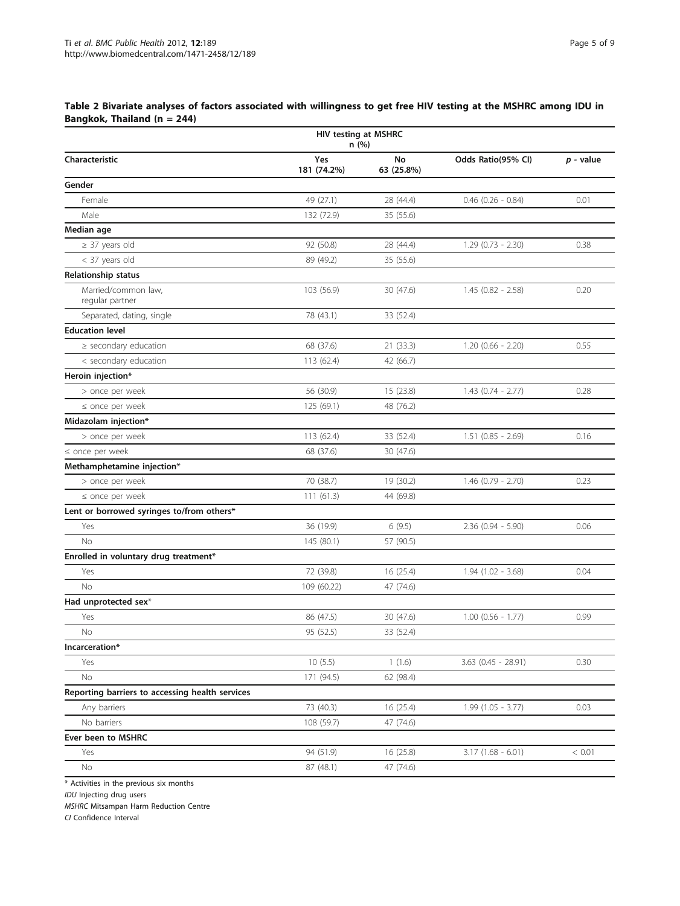**Table 2 Bivariate analyses of factors associated with willingness to get free HIV testing at the MSHRC among IDU in Bangkok, Thailand (n = 244)**

| | HIV testing at MSHRC n (%) | | | |
|---|---|---|---|---|
| Characteristic | Yes 181 (74.2%) | No 63 (25.8%) | Odds Ratio(95% CI) | *p* - value |
| **Gender** | | | | |
| Female | 49 (27.1) | 28 (44.4) | 0.46 (0.26 - 0.84) | 0.01 |
| Male | 132 (72.9) | 35 (55.6) | | |
| **Median age** | | | | |
| ≥ 37 years old | 92 (50.8) | 28 (44.4) | 1.29 (0.73 - 2.30) | 0.38 |
| < 37 years old | 89 (49.2) | 35 (55.6) | | |
| **Relationship status** | | | | |
| Married/common law, regular partner | 103 (56.9) | 30 (47.6) | 1.45 (0.82 - 2.58) | 0.20 |
| Separated, dating, single | 78 (43.1) | 33 (52.4) | | |
| **Education level** | | | | |
| ≥ secondary education | 68 (37.6) | 21 (33.3) | 1.20 (0.66 - 2.20) | 0.55 |
| < secondary education | 113 (62.4) | 42 (66.7) | | |
| **Heroin injection*** | | | | |
| > once per week | 56 (30.9) | 15 (23.8) | 1.43 (0.74 - 2.77) | 0.28 |
| ≤ once per week | 125 (69.1) | 48 (76.2) | | |
| **Midazolam injection*** | | | | |
| > once per week | 113 (62.4) | 33 (52.4) | 1.51 (0.85 - 2.69) | 0.16 |
| ≤ once per week | 68 (37.6) | 30 (47.6) | | |
| **Methamphetamine injection*** | | | | |
| > once per week | 70 (38.7) | 19 (30.2) | 1.46 (0.79 - 2.70) | 0.23 |
| ≤ once per week | 111 (61.3) | 44 (69.8) | | |
| **Lent or borrowed syringes to/from others*** | | | | |
| Yes | 36 (19.9) | 6 (9.5) | 2.36 (0.94 - 5.90) | 0.06 |
| No | 145 (80.1) | 57 (90.5) | | |
| **Enrolled in voluntary drug treatment*** | | | | |
| Yes | 72 (39.8) | 16 (25.4) | 1.94 (1.02 - 3.68) | 0.04 |
| No | 109 (60.22) | 47 (74.6) | | |
| **Had unprotected sex*** | | | | |
| Yes | 86 (47.5) | 30 (47.6) | 1.00 (0.56 - 1.77) | 0.99 |
| No | 95 (52.5) | 33 (52.4) | | |
| **Incarceration*** | | | | |
| Yes | 10 (5.5) | 1 (1.6) | 3.63 (0.45 - 28.91) | 0.30 |
| No | 171 (94.5) | 62 (98.4) | | |
| **Reporting barriers to accessing health services** | | | | |
| Any barriers | 73 (40.3) | 16 (25.4) | 1.99 (1.05 - 3.77) | 0.03 |
| No barriers | 108 (59.7) | 47 (74.6) | | |
| **Ever been to MSHRC** | | | | |
| Yes | 94 (51.9) | 16 (25.8) | 3.17 (1.68 - 6.01) | < 0.01 |
| No | 87 (48.1) | 47 (74.6) | | |

\* Activities in the previous six months

*IDU* Injecting drug users

*MSHRC* Mitsampan Harm Reduction Centre

*CI* Confidence Interval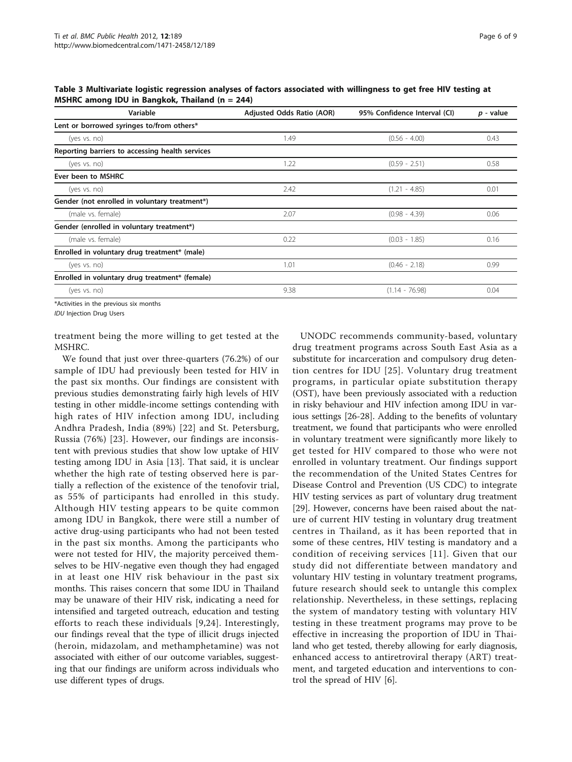**Table 3 Multivariate logistic regression analyses of factors associated with willingness to get free HIV testing at MSHRC among IDU in Bangkok, Thailand (n = 244)**

| Variable | Adjusted Odds Ratio (AOR) | 95% Confidence Interval (CI) | *p* - value |
|---|---|---|---|
| **Lent or borrowed syringes to/from others*** | | | |
| (yes vs. no) | 1.49 | (0.56 - 4.00) | 0.43 |
| **Reporting barriers to accessing health services** | | | |
| (yes vs. no) | 1.22 | (0.59 - 2.51) | 0.58 |
| **Ever been to MSHRC** | | | |
| (yes vs. no) | 2.42 | (1.21 - 4.85) | 0.01 |
| **Gender (not enrolled in voluntary treatment*)** | | | |
| (male vs. female) | 2.07 | (0.98 - 4.39) | 0.06 |
| **Gender (enrolled in voluntary treatment*)** | | | |
| (male vs. female) | 0.22 | (0.03 - 1.85) | 0.16 |
| **Enrolled in voluntary drug treatment* (male)** | | | |
| (yes vs. no) | 1.01 | (0.46 - 2.18) | 0.99 |
| **Enrolled in voluntary drug treatment* (female)** | | | |
| (yes vs. no) | 9.38 | (1.14 - 76.98) | 0.04 |

*Activities in the previous six months

*IDU* Injection Drug Users

treatment being the more willing to get tested at the MSHRC.

We found that just over three-quarters (76.2%) of our sample of IDU had previously been tested for HIV in the past six months. Our findings are consistent with previous studies demonstrating fairly high levels of HIV testing in other middle-income settings contending with high rates of HIV infection among IDU, including Andhra Pradesh, India (89%) [22] and St. Petersburg, Russia (76%) [23]. However, our findings are inconsistent with previous studies that show low uptake of HIV testing among IDU in Asia [13]. That said, it is unclear whether the high rate of testing observed here is partially a reflection of the existence of the tenofovir trial, as 55% of participants had enrolled in this study. Although HIV testing appears to be quite common among IDU in Bangkok, there were still a number of active drug-using participants who had not been tested in the past six months. Among the participants who were not tested for HIV, the majority perceived themselves to be HIV-negative even though they had engaged in at least one HIV risk behaviour in the past six months. This raises concern that some IDU in Thailand may be unaware of their HIV risk, indicating a need for intensified and targeted outreach, education and testing efforts to reach these individuals [9,24]. Interestingly, our findings reveal that the type of illicit drugs injected (heroin, midazolam, and methamphetamine) was not associated with either of our outcome variables, suggesting that our findings are uniform across individuals who use different types of drugs.

UNODC recommends community-based, voluntary drug treatment programs across South East Asia as a substitute for incarceration and compulsory drug detention centres for IDU [25]. Voluntary drug treatment programs, in particular opiate substitution therapy (OST), have been previously associated with a reduction in risky behaviour and HIV infection among IDU in various settings [26-28]. Adding to the benefits of voluntary treatment, we found that participants who were enrolled in voluntary treatment were significantly more likely to get tested for HIV compared to those who were not enrolled in voluntary treatment. Our findings support the recommendation of the United States Centres for Disease Control and Prevention (US CDC) to integrate HIV testing services as part of voluntary drug treatment [29]. However, concerns have been raised about the nature of current HIV testing in voluntary drug treatment centres in Thailand, as it has been reported that in some of these centres, HIV testing is mandatory and a condition of receiving services [11]. Given that our study did not differentiate between mandatory and voluntary HIV testing in voluntary treatment programs, future research should seek to untangle this complex relationship. Nevertheless, in these settings, replacing the system of mandatory testing with voluntary HIV testing in these treatment programs may prove to be effective in increasing the proportion of IDU in Thailand who get tested, thereby allowing for early diagnosis, enhanced access to antiretroviral therapy (ART) treatment, and targeted education and interventions to control the spread of HIV [6].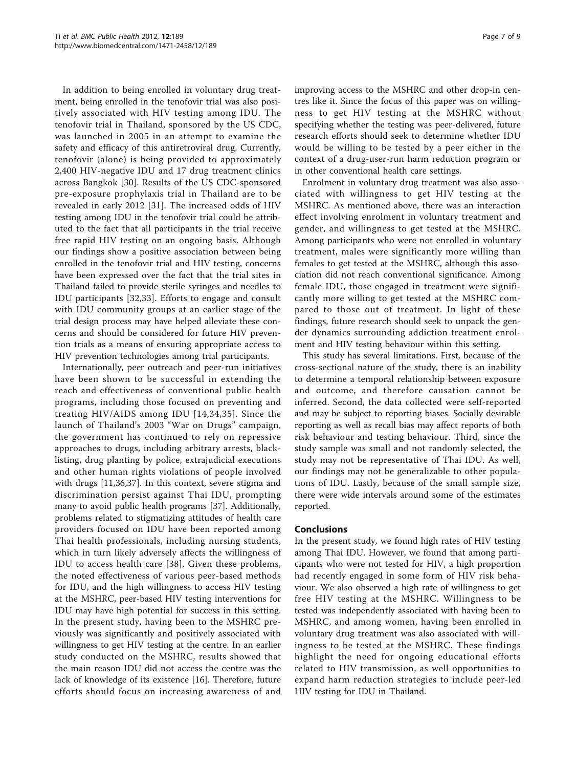In addition to being enrolled in voluntary drug treatment, being enrolled in the tenofovir trial was also positively associated with HIV testing among IDU. The tenofovir trial in Thailand, sponsored by the US CDC, was launched in 2005 in an attempt to examine the safety and efficacy of this antiretroviral drug. Currently, tenofovir (alone) is being provided to approximately 2,400 HIV-negative IDU and 17 drug treatment clinics across Bangkok [30]. Results of the US CDC-sponsored pre-exposure prophylaxis trial in Thailand are to be revealed in early 2012 [31]. The increased odds of HIV testing among IDU in the tenofovir trial could be attributed to the fact that all participants in the trial receive free rapid HIV testing on an ongoing basis. Although our findings show a positive association between being enrolled in the tenofovir trial and HIV testing, concerns have been expressed over the fact that the trial sites in Thailand failed to provide sterile syringes and needles to IDU participants [32,33]. Efforts to engage and consult with IDU community groups at an earlier stage of the trial design process may have helped alleviate these concerns and should be considered for future HIV prevention trials as a means of ensuring appropriate access to HIV prevention technologies among trial participants.

Internationally, peer outreach and peer-run initiatives have been shown to be successful in extending the reach and effectiveness of conventional public health programs, including those focused on preventing and treating HIV/AIDS among IDU [14,34,35]. Since the launch of Thailand's 2003 "War on Drugs" campaign, the government has continued to rely on repressive approaches to drugs, including arbitrary arrests, blacklisting, drug planting by police, extrajudicial executions and other human rights violations of people involved with drugs [11,36,37]. In this context, severe stigma and discrimination persist against Thai IDU, prompting many to avoid public health programs [37]. Additionally, problems related to stigmatizing attitudes of health care providers focused on IDU have been reported among Thai health professionals, including nursing students, which in turn likely adversely affects the willingness of IDU to access health care [38]. Given these problems, the noted effectiveness of various peer-based methods for IDU, and the high willingness to access HIV testing at the MSHRC, peer-based HIV testing interventions for IDU may have high potential for success in this setting. In the present study, having been to the MSHRC previously was significantly and positively associated with willingness to get HIV testing at the centre. In an earlier study conducted on the MSHRC, results showed that the main reason IDU did not access the centre was the lack of knowledge of its existence [16]. Therefore, future efforts should focus on increasing awareness of and improving access to the MSHRC and other drop-in centres like it. Since the focus of this paper was on willingness to get HIV testing at the MSHRC without specifying whether the testing was peer-delivered, future research efforts should seek to determine whether IDU would be willing to be tested by a peer either in the context of a drug-user-run harm reduction program or in other conventional health care settings.

Enrolment in voluntary drug treatment was also associated with willingness to get HIV testing at the MSHRC. As mentioned above, there was an interaction effect involving enrolment in voluntary treatment and gender, and willingness to get tested at the MSHRC. Among participants who were not enrolled in voluntary treatment, males were significantly more willing than females to get tested at the MSHRC, although this association did not reach conventional significance. Among female IDU, those engaged in treatment were significantly more willing to get tested at the MSHRC compared to those out of treatment. In light of these findings, future research should seek to unpack the gender dynamics surrounding addiction treatment enrolment and HIV testing behaviour within this setting.

This study has several limitations. First, because of the cross-sectional nature of the study, there is an inability to determine a temporal relationship between exposure and outcome, and therefore causation cannot be inferred. Second, the data collected were self-reported and may be subject to reporting biases. Socially desirable reporting as well as recall bias may affect reports of both risk behaviour and testing behaviour. Third, since the study sample was small and not randomly selected, the study may not be representative of Thai IDU. As well, our findings may not be generalizable to other populations of IDU. Lastly, because of the small sample size, there were wide intervals around some of the estimates reported.

## Conclusions

In the present study, we found high rates of HIV testing among Thai IDU. However, we found that among participants who were not tested for HIV, a high proportion had recently engaged in some form of HIV risk behaviour. We also observed a high rate of willingness to get free HIV testing at the MSHRC. Willingness to be tested was independently associated with having been to MSHRC, and among women, having been enrolled in voluntary drug treatment was also associated with willingness to be tested at the MSHRC. These findings highlight the need for ongoing educational efforts related to HIV transmission, as well opportunities to expand harm reduction strategies to include peer-led HIV testing for IDU in Thailand.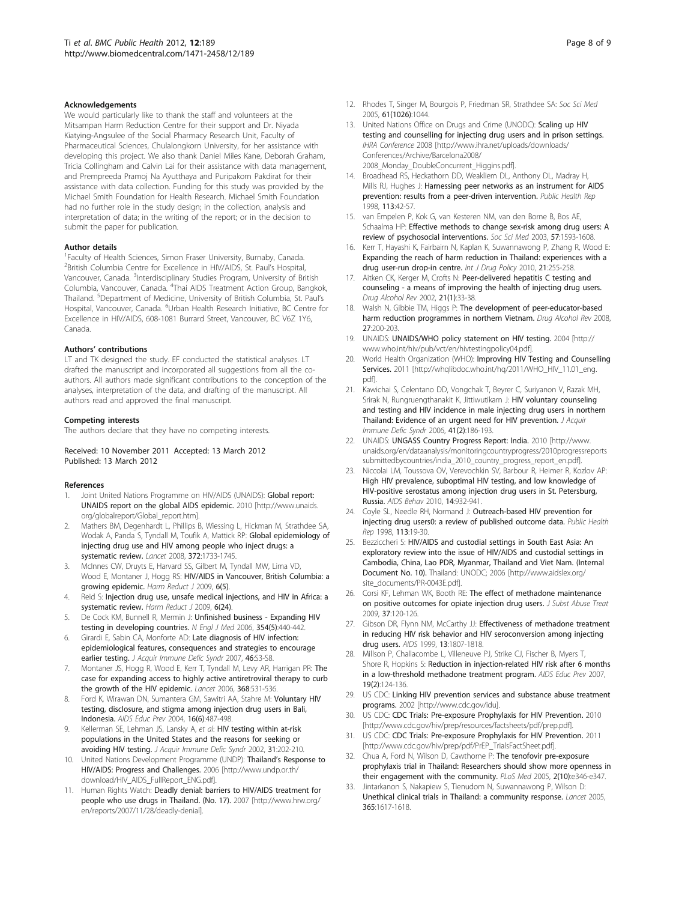### Acknowledgements

We would particularly like to thank the staff and volunteers at the Mitsampan Harm Reduction Centre for their support and Dr. Niyada Kiatying-Angsulee of the Social Pharmacy Research Unit, Faculty of Pharmaceutical Sciences, Chulalongkorn University, for her assistance with developing this project. We also thank Daniel Miles Kane, Deborah Graham, Tricia Collingham and Calvin Lai for their assistance with data management, and Prempreeda Pramoj Na Ayutthaya and Puripakorn Pakdirat for their assistance with data collection. Funding for this study was provided by the Michael Smith Foundation for Health Research. Michael Smith Foundation had no further role in the study design; in the collection, analysis and interpretation of data; in the writing of the report; or in the decision to submit the paper for publication.

### Author details

[1]Faculty of Health Sciences, Simon Fraser University, Burnaby, Canada. [2]British Columbia Centre for Excellence in HIV/AIDS, St. Paul's Hospital, Vancouver, Canada. [3]Interdisciplinary Studies Program, University of British Columbia, Vancouver, Canada. [4]Thai AIDS Treatment Action Group, Bangkok, Thailand. [5]Department of Medicine, University of British Columbia, St. Paul's Hospital, Vancouver, Canada. [6]Urban Health Research Initiative, BC Centre for Excellence in HIV/AIDS, 608-1081 Burrard Street, Vancouver, BC V6Z 1Y6, Canada.

### Authors' contributions

LT and TK designed the study. EF conducted the statistical analyses. LT drafted the manuscript and incorporated all suggestions from all the co-authors. All authors made significant contributions to the conception of the analyses, interpretation of the data, and drafting of the manuscript. All authors read and approved the final manuscript.

### Competing interests

The authors declare that they have no competing interests.

Received: 10 November 2011 Accepted: 13 March 2012
Published: 13 March 2012

### References

1. Joint United Nations Programme on HIV/AIDS (UNAIDS): **Global report: UNAIDS report on the global AIDS epidemic.** 2010 [http://www.unaids.org/globalreport/Global_report.htm].
2. Mathers BM, Degenhardt L, Phillips B, Wiessing L, Hickman M, Strathdee SA, Wodak A, Panda S, Tyndall M, Toufik A, Mattick RP: **Global epidemiology of injecting drug use and HIV among people who inject drugs: a systematic review.** *Lancet* 2008, **372**:1733-1745.
3. McInnes CW, Druyts E, Harvard SS, Gilbert M, Tyndall MW, Lima VD, Wood E, Montaner J, Hogg RS: **HIV/AIDS in Vancouver, British Columbia: a growing epidemic.** *Harm Reduct J* 2009, **6(5)**.
4. Reid S: **Injection drug use, unsafe medical injections, and HIV in Africa: a systematic review.** *Harm Reduct J* 2009, **6(24)**.
5. De Cock KM, Bunnell R, Mermin J: **Unfinished business - Expanding HIV testing in developing countries.** *N Engl J Med* 2006, **354(5)**:440-442.
6. Girardi E, Sabin CA, Monforte AD: **Late diagnosis of HIV infection: epidemiological features, consequences and strategies to encourage earlier testing.** *J Acquir Immune Defic Syndr* 2007, **46**:S3-S8.
7. Montaner JS, Hogg R, Wood E, Kerr T, Tyndall M, Levy AR, Harrigan PR: **The case for expanding access to highly active antiretroviral therapy to curb the growth of the HIV epidemic.** *Lancet* 2006, **368**:531-536.
8. Ford K, Wirawan DN, Sumantera GM, Sawitri AA, Stahre M: **Voluntary HIV testing, disclosure, and stigma among injection drug users in Bali, Indonesia.** *AIDS Educ Prev* 2004, **16(6)**:487-498.
9. Kellerman SE, Lehman JS, Lansky A, *et al*: **HIV testing within at-risk populations in the United States and the reasons for seeking or avoiding HIV testing.** *J Acquir Immune Defic Syndr* 2002, **31**:202-210.
10. United Nations Development Programme (UNDP): **Thailand's Response to HIV/AIDS: Progress and Challenges.** 2006 [http://www.undp.or.th/download/HIV_AIDS_FullReport_ENG.pdf].
11. Human Rights Watch: **Deadly denial: barriers to HIV/AIDS treatment for people who use drugs in Thailand. (No. 17).** 2007 [http://www.hrw.org/en/reports/2007/11/28/deadly-denial].
12. Rhodes T, Singer M, Bourgois P, Friedman SR, Strathdee SA: *Soc Sci Med* 2005, **61(1026)**:1044.
13. United Nations Office on Drugs and Crime (UNODC): **Scaling up HIV testing and counselling for injecting drug users and in prison settings.** *IHRA Conference* 2008 [http://www.ihra.net/uploads/downloads/Conferences/Archive/Barcelona2008/2008_Monday_DoubleConcurrent_Higgins.pdf].
14. Broadhead RS, Heckathorn DD, Weakliem DL, Anthony DL, Madray H, Mills RJ, Hughes J: **Harnessing peer networks as an instrument for AIDS prevention: results from a peer-driven intervention.** *Public Health Rep* 1998, **113**:42-57.
15. van Empelen P, Kok G, van Kesteren NM, van den Borne B, Bos AE, Schaalma HP: **Effective methods to change sex-risk among drug users: A review of psychosocial interventions.** *Soc Sci Med* 2003, **57**:1593-1608.
16. Kerr T, Hayashi K, Fairbairn N, Kaplan K, Suwannawong P, Zhang R, Wood E: **Expanding the reach of harm reduction in Thailand: experiences with a drug user-run drop-in centre.** *Int J Drug Policy* 2010, **21**:255-258.
17. Aitken CK, Kerger M, Crofts N: **Peer-delivered hepatitis C testing and counseling - a means of improving the health of injecting drug users.** *Drug Alcohol Rev* 2002, **21(1)**:33-38.
18. Walsh N, Gibbie TM, Higgs P: **The development of peer-educator-based harm reduction programmes in northern Vietnam.** *Drug Alcohol Rev* 2008, **27**:200-203.
19. UNAIDS: **UNAIDS/WHO policy statement on HIV testing.** 2004 [http://www.who.int/hiv/pub/vct/en/hivtestingpolicy04.pdf].
20. World Health Organization (WHO): **Improving HIV Testing and Counselling Services.** 2011 [http://whqlibdoc.who.int/hq/2011/WHO_HIV_11.01_eng.pdf].
21. Kawichai S, Celentano DD, Vongchak T, Beyrer C, Suriyanon V, Razak MH, Srirak N, Rungruengthanakit K, Jittiwutikarn J: **HIV voluntary counseling and testing and HIV incidence in male injecting drug users in northern Thailand: Evidence of an urgent need for HIV prevention.** *J Acquir Immune Defic Syndr* 2006, **41(2)**:186-193.
22. UNAIDS: **UNGASS Country Progress Report: India.** 2010 [http://www.unaids.org/en/dataanalysis/monitoringcountryprogress/2010progressreportssubmittedbycountries/india_2010_country_progress_report_en.pdf].
23. Niccolai LM, Toussova OV, Verevochkin SV, Barbour R, Heimer R, Kozlov AP: **High HIV prevalence, suboptimal HIV testing, and low knowledge of HIV-positive serostatus among injection drug users in St. Petersburg, Russia.** *AIDS Behav* 2010, **14**:932-941.
24. Coyle SL, Needle RH, Normand J: **Outreach-based HIV prevention for injecting drug users0: a review of published outcome data.** *Public Health Rep* 1998, **113**:19-30.
25. Bezziccheri S: **HIV/AIDS and custodial settings in South East Asia: An exploratory review into the issue of HIV/AIDS and custodial settings in Cambodia, China, Lao PDR, Myanmar, Thailand and Viet Nam. (Internal Document No. 10).** Thailand: UNODC; 2006 [http://www.aidslex.org/site_documents/PR-0043E.pdf].
26. Corsi KF, Lehman WK, Booth RE: **The effect of methadone maintenance on positive outcomes for opiate injection drug users.** *J Subst Abuse Treat* 2009, **37**:120-126.
27. Gibson DR, Flynn NM, McCarthy JJ: **Effectiveness of methadone treatment in reducing HIV risk behavior and HIV seroconversion among injecting drug users.** *AIDS* 1999, **13**:1807-1818.
28. Millson P, Challacombe L, Villeneuve PJ, Strike CJ, Fischer B, Myers T, Shore R, Hopkins S: **Reduction in injection-related HIV risk after 6 months in a low-threshold methadone treatment program.** *AIDS Educ Prev* 2007, **19(2)**:124-136.
29. US CDC: **Linking HIV prevention services and substance abuse treatment programs.** 2002 [http://www.cdc.gov/idu].
30. US CDC: **CDC Trials: Pre-exposure Prophylaxis for HIV Prevention.** 2010 [http://www.cdc.gov/hiv/prep/resources/factsheets/pdf/prep.pdf].
31. US CDC: **CDC Trials: Pre-exposure Prophylaxis for HIV Prevention.** 2011 [http://www.cdc.gov/hiv/prep/pdf/PrEP_TrialsFactSheet.pdf].
32. Chua A, Ford N, Wilson D, Cawthorne P: **The tenofovir pre-exposure prophylaxis trial in Thailand: Researchers should show more openness in their engagement with the community.** *PLoS Med* 2005, **2(10)**:e346-e347.
33. Jintarkanon S, Nakapiew S, Tienudom N, Suwannawong P, Wilson D: **Unethical clinical trials in Thailand: a community response.** *Lancet* 2005, **365**:1617-1618.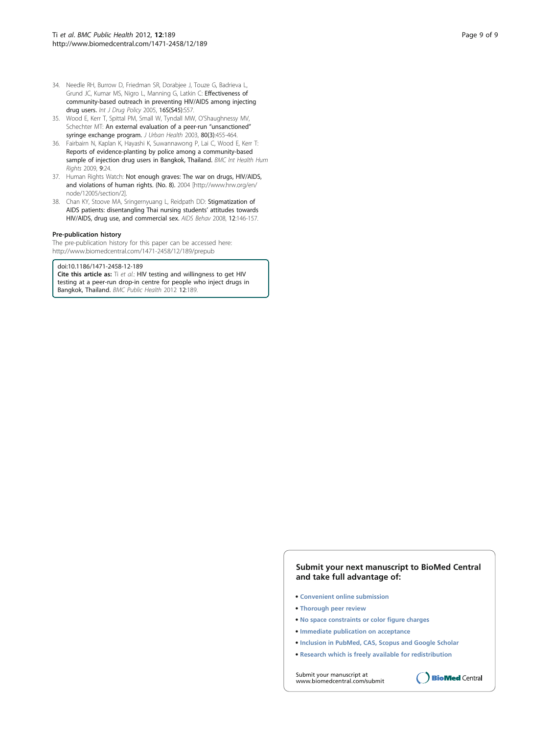34. Needle RH, Burrow D, Friedman SR, Dorabjee J, Touze G, Badrieva L, Grund JC, Kumar MS, Nigro L, Manning G, Latkin C: **Effectiveness of community-based outreach in preventing HIV/AIDS among injecting drug users.** *Int J Drug Policy* 2005, **16S(S45)**:S57.
35. Wood E, Kerr T, Spittal PM, Small W, Tyndall MW, O'Shaughnessy MV, Schechter MT: **An external evaluation of a peer-run "unsanctioned" syringe exchange program.** *J Urban Health* 2003, **80(3)**:455-464.
36. Fairbairn N, Kaplan K, Hayashi K, Suwannawong P, Lai C, Wood E, Kerr T: **Reports of evidence-planting by police among a community-based sample of injection drug users in Bangkok, Thailand.** *BMC Int Health Hum Rights* 2009, **9**:24.
37. Human Rights Watch: **Not enough graves: The war on drugs, HIV/AIDS, and violations of human rights. (No. 8).** 2004 [http://www.hrw.org/en/node/12005/section/2].
38. Chan KY, Stoove MA, Sringernyuang L, Reidpath DD: **Stigmatization of AIDS patients: disentangling Thai nursing students' attitudes towards HIV/AIDS, drug use, and commercial sex.** *AIDS Behav* 2008, **12**:146-157.

### Pre-publication history

The pre-publication history for this paper can be accessed here: http://www.biomedcentral.com/1471-2458/12/189/prepub

doi:10.1186/1471-2458-12-189
**Cite this article as:** Ti *et al.*: HIV testing and willingness to get HIV testing at a peer-run drop-in centre for people who inject drugs in Bangkok, Thailand. *BMC Public Health* 2012 **12**:189.

**Submit your next manuscript to BioMed Central and take full advantage of:**

- **Convenient online submission**
- **Thorough peer review**
- **No space constraints or color figure charges**
- **Immediate publication on acceptance**
- **Inclusion in PubMed, CAS, Scopus and Google Scholar**
- **Research which is freely available for redistribution**

Submit your manuscript at www.biomedcentral.com/submit

BioMed Central